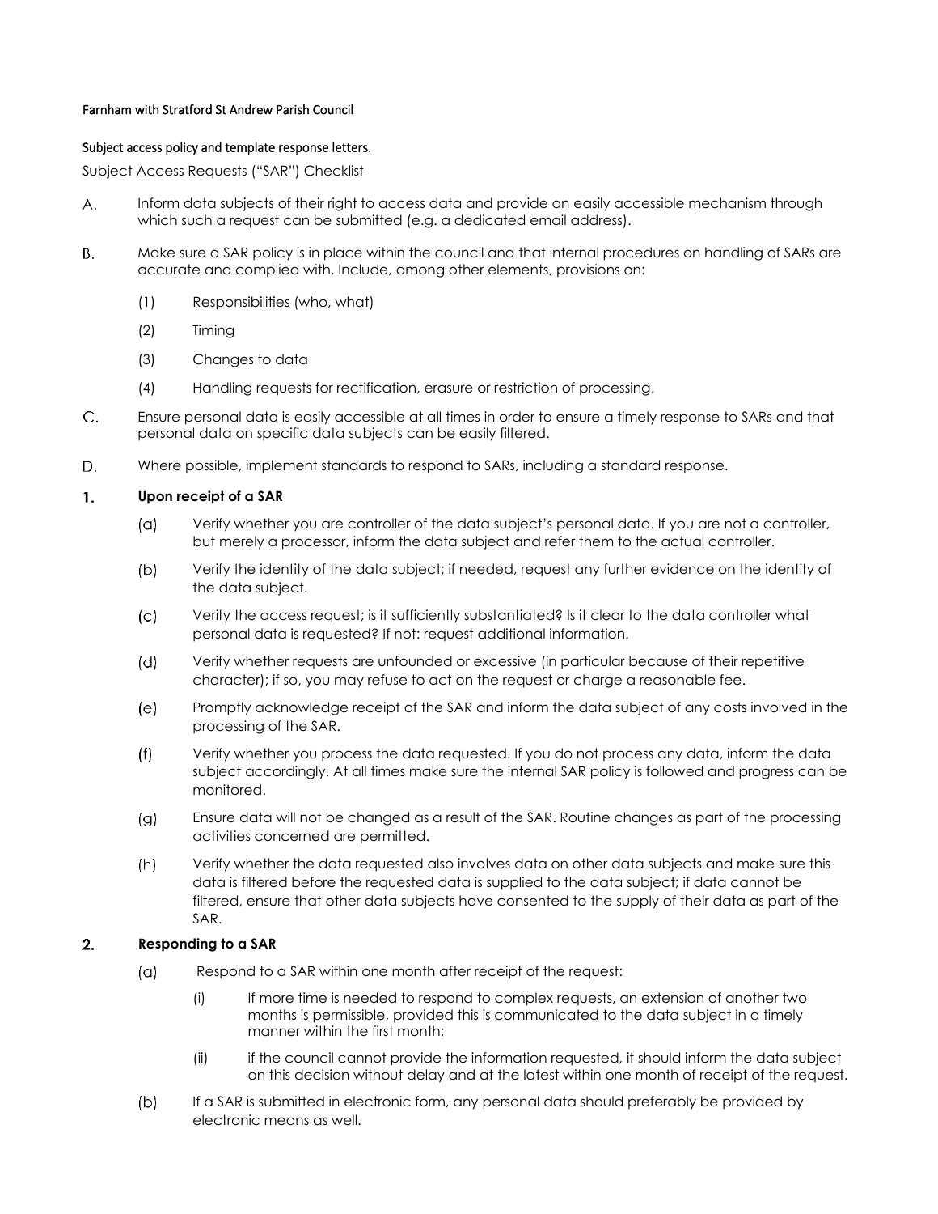Farnham with Stratford St Andrew Parish Council

Subject access policy and template response letters.

Subject Access Requests ("SAR") Checklist

A. Inform data subjects of their right to access data and provide an easily accessible mechanism through which such a request can be submitted (e.g. a dedicated email address).

B. Make sure a SAR policy is in place within the council and that internal procedures on handling of SARs are accurate and complied with. Include, among other elements, provisions on:

   (1) Responsibilities (who, what)

   (2) Timing

   (3) Changes to data

   (4) Handling requests for rectification, erasure or restriction of processing.

C. Ensure personal data is easily accessible at all times in order to ensure a timely response to SARs and that personal data on specific data subjects can be easily filtered.

D. Where possible, implement standards to respond to SARs, including a standard response.

**1. Upon receipt of a SAR**

   (a) Verify whether you are controller of the data subject's personal data. If you are not a controller, but merely a processor, inform the data subject and refer them to the actual controller.

   (b) Verify the identity of the data subject; if needed, request any further evidence on the identity of the data subject.

   (c) Verity the access request; is it sufficiently substantiated? Is it clear to the data controller what personal data is requested? If not: request additional information.

   (d) Verify whether requests are unfounded or excessive (in particular because of their repetitive character); if so, you may refuse to act on the request or charge a reasonable fee.

   (e) Promptly acknowledge receipt of the SAR and inform the data subject of any costs involved in the processing of the SAR.

   (f) Verify whether you process the data requested. If you do not process any data, inform the data subject accordingly. At all times make sure the internal SAR policy is followed and progress can be monitored.

   (g) Ensure data will not be changed as a result of the SAR. Routine changes as part of the processing activities concerned are permitted.

   (h) Verify whether the data requested also involves data on other data subjects and make sure this data is filtered before the requested data is supplied to the data subject; if data cannot be filtered, ensure that other data subjects have consented to the supply of their data as part of the SAR.

**2. Responding to a SAR**

   (a) Respond to a SAR within one month after receipt of the request:

      (i) If more time is needed to respond to complex requests, an extension of another two months is permissible, provided this is communicated to the data subject in a timely manner within the first month;

      (ii) if the council cannot provide the information requested, it should inform the data subject on this decision without delay and at the latest within one month of receipt of the request.

   (b) If a SAR is submitted in electronic form, any personal data should preferably be provided by electronic means as well.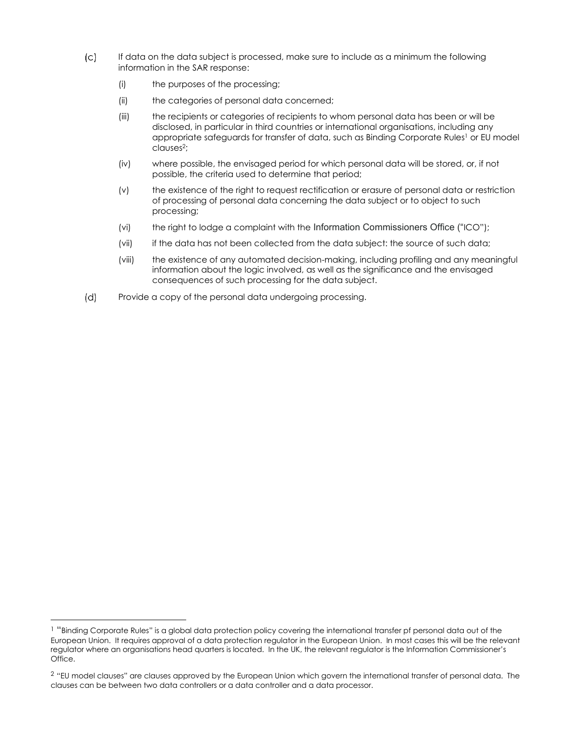(c) If data on the data subject is processed, make sure to include as a minimum the following information in the SAR response:

(i) the purposes of the processing;

(ii) the categories of personal data concerned;

(iii) the recipients or categories of recipients to whom personal data has been or will be disclosed, in particular in third countries or international organisations, including any appropriate safeguards for transfer of data, such as Binding Corporate Rules[1] or EU model clauses[2];

(iv) where possible, the envisaged period for which personal data will be stored, or, if not possible, the criteria used to determine that period;

(v) the existence of the right to request rectification or erasure of personal data or restriction of processing of personal data concerning the data subject or to object to such processing;

(vi) the right to lodge a complaint with the Information Commissioners Office ("ICO");

(vii) if the data has not been collected from the data subject: the source of such data;

(viii) the existence of any automated decision-making, including profiling and any meaningful information about the logic involved, as well as the significance and the envisaged consequences of such processing for the data subject.

(d) Provide a copy of the personal data undergoing processing.

---

[1] "Binding Corporate Rules" is a global data protection policy covering the international transfer pf personal data out of the European Union. It requires approval of a data protection regulator in the European Union. In most cases this will be the relevant regulator where an organisations head quarters is located. In the UK, the relevant regulator is the Information Commissioner's Office.

[2] "EU model clauses" are clauses approved by the European Union which govern the international transfer of personal data. The clauses can be between two data controllers or a data controller and a data processor.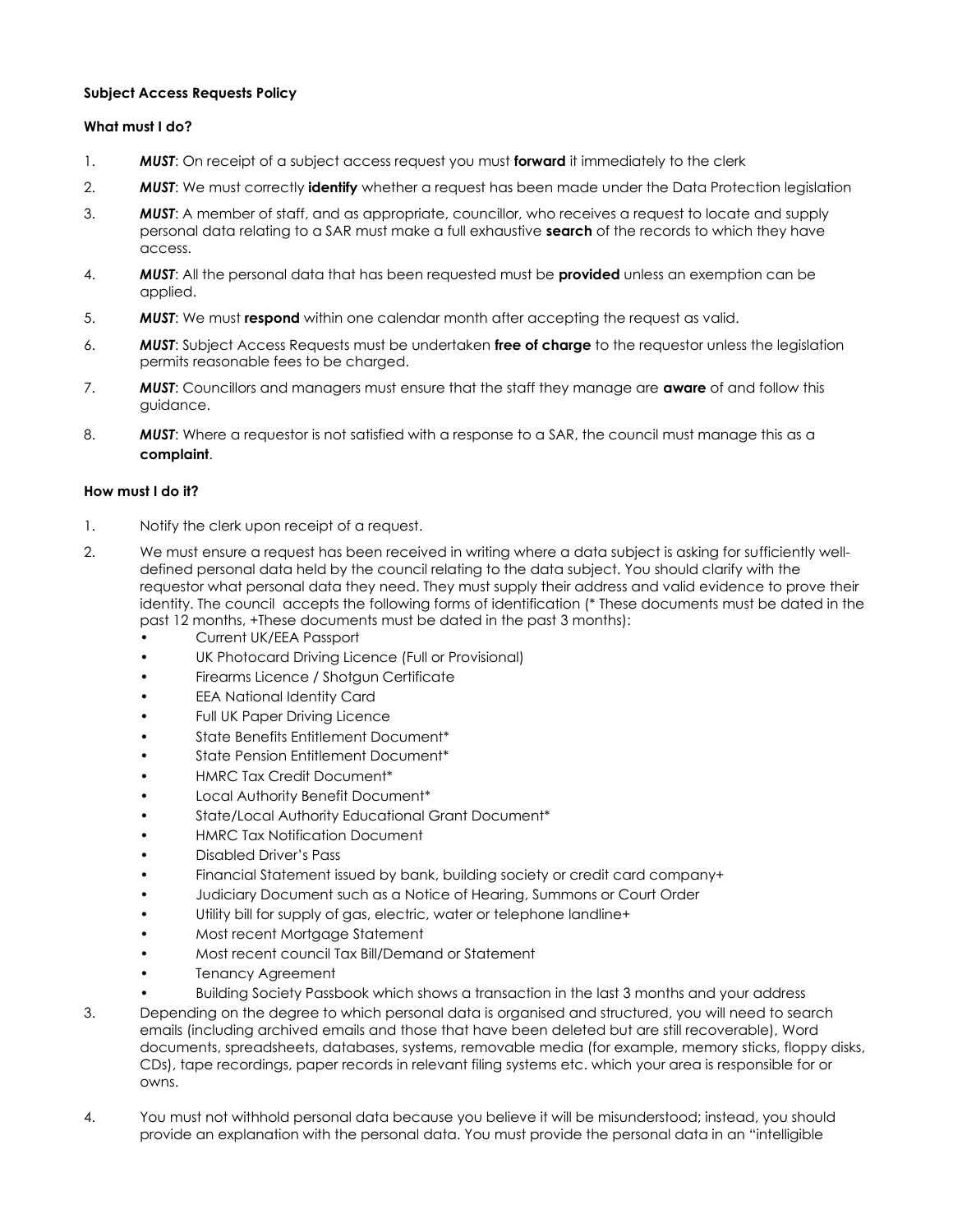**Subject Access Requests Policy**

**What must I do?**

1. ***MUST***: On receipt of a subject access request you must **forward** it immediately to the clerk
2. ***MUST***: We must correctly **identify** whether a request has been made under the Data Protection legislation
3. ***MUST***: A member of staff, and as appropriate, councillor, who receives a request to locate and supply personal data relating to a SAR must make a full exhaustive **search** of the records to which they have access.
4. ***MUST***: All the personal data that has been requested must be **provided** unless an exemption can be applied.
5. ***MUST***: We must **respond** within one calendar month after accepting the request as valid.
6. ***MUST***: Subject Access Requests must be undertaken **free of charge** to the requestor unless the legislation permits reasonable fees to be charged.
7. ***MUST***: Councillors and managers must ensure that the staff they manage are **aware** of and follow this guidance.
8. ***MUST***: Where a requestor is not satisfied with a response to a SAR, the council must manage this as a **complaint**.

**How must I do it?**

1. Notify the clerk upon receipt of a request.
2. We must ensure a request has been received in writing where a data subject is asking for sufficiently well-defined personal data held by the council relating to the data subject. You should clarify with the requestor what personal data they need. They must supply their address and valid evidence to prove their identity. The council accepts the following forms of identification (* These documents must be dated in the past 12 months, +These documents must be dated in the past 3 months):
   - Current UK/EEA Passport
   - UK Photocard Driving Licence (Full or Provisional)
   - Firearms Licence / Shotgun Certificate
   - EEA National Identity Card
   - Full UK Paper Driving Licence
   - State Benefits Entitlement Document*
   - State Pension Entitlement Document*
   - HMRC Tax Credit Document*
   - Local Authority Benefit Document*
   - State/Local Authority Educational Grant Document*
   - HMRC Tax Notification Document
   - Disabled Driver's Pass
   - Financial Statement issued by bank, building society or credit card company+
   - Judiciary Document such as a Notice of Hearing, Summons or Court Order
   - Utility bill for supply of gas, electric, water or telephone landline+
   - Most recent Mortgage Statement
   - Most recent council Tax Bill/Demand or Statement
   - Tenancy Agreement
   - Building Society Passbook which shows a transaction in the last 3 months and your address
3. Depending on the degree to which personal data is organised and structured, you will need to search emails (including archived emails and those that have been deleted but are still recoverable), Word documents, spreadsheets, databases, systems, removable media (for example, memory sticks, floppy disks, CDs), tape recordings, paper records in relevant filing systems etc. which your area is responsible for or owns.
4. You must not withhold personal data because you believe it will be misunderstood; instead, you should provide an explanation with the personal data. You must provide the personal data in an "intelligible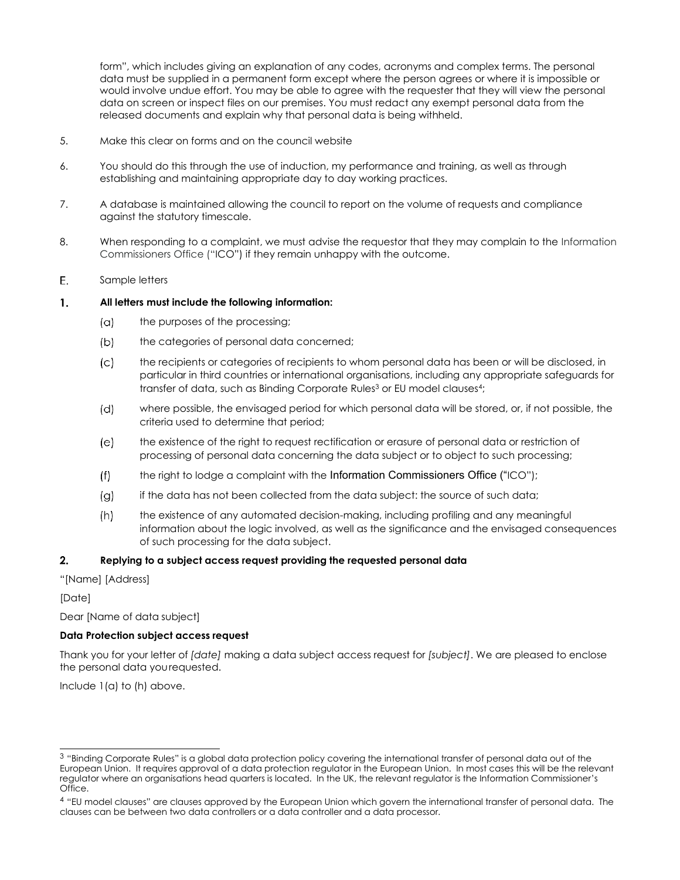form", which includes giving an explanation of any codes, acronyms and complex terms. The personal data must be supplied in a permanent form except where the person agrees or where it is impossible or would involve undue effort. You may be able to agree with the requester that they will view the personal data on screen or inspect files on our premises. You must redact any exempt personal data from the released documents and explain why that personal data is being withheld.

5. Make this clear on forms and on the council website

6. You should do this through the use of induction, my performance and training, as well as through establishing and maintaining appropriate day to day working practices.

7. A database is maintained allowing the council to report on the volume of requests and compliance against the statutory timescale.

8. When responding to a complaint, we must advise the requestor that they may complain to the Information Commissioners Office ("ICO") if they remain unhappy with the outcome.

E. Sample letters

**1. All letters must include the following information:**

(a) the purposes of the processing;

(b) the categories of personal data concerned;

(c) the recipients or categories of recipients to whom personal data has been or will be disclosed, in particular in third countries or international organisations, including any appropriate safeguards for transfer of data, such as Binding Corporate Rules[3] or EU model clauses[4];

(d) where possible, the envisaged period for which personal data will be stored, or, if not possible, the criteria used to determine that period;

(e) the existence of the right to request rectification or erasure of personal data or restriction of processing of personal data concerning the data subject or to object to such processing;

(f) the right to lodge a complaint with the Information Commissioners Office ("ICO");

(g) if the data has not been collected from the data subject: the source of such data;

(h) the existence of any automated decision-making, including profiling and any meaningful information about the logic involved, as well as the significance and the envisaged consequences of such processing for the data subject.

**2. Replying to a subject access request providing the requested personal data**

"[Name] [Address]

[Date]

Dear [Name of data subject]

**Data Protection subject access request**

Thank you for your letter of *[date]* making a data subject access request for *[subject]*. We are pleased to enclose the personal data you requested.

Include 1(a) to (h) above.

---

[3] "Binding Corporate Rules" is a global data protection policy covering the international transfer of personal data out of the European Union. It requires approval of a data protection regulator in the European Union. In most cases this will be the relevant regulator where an organisations head quarters is located. In the UK, the relevant regulator is the Information Commissioner's Office.

[4] "EU model clauses" are clauses approved by the European Union which govern the international transfer of personal data. The clauses can be between two data controllers or a data controller and a data processor.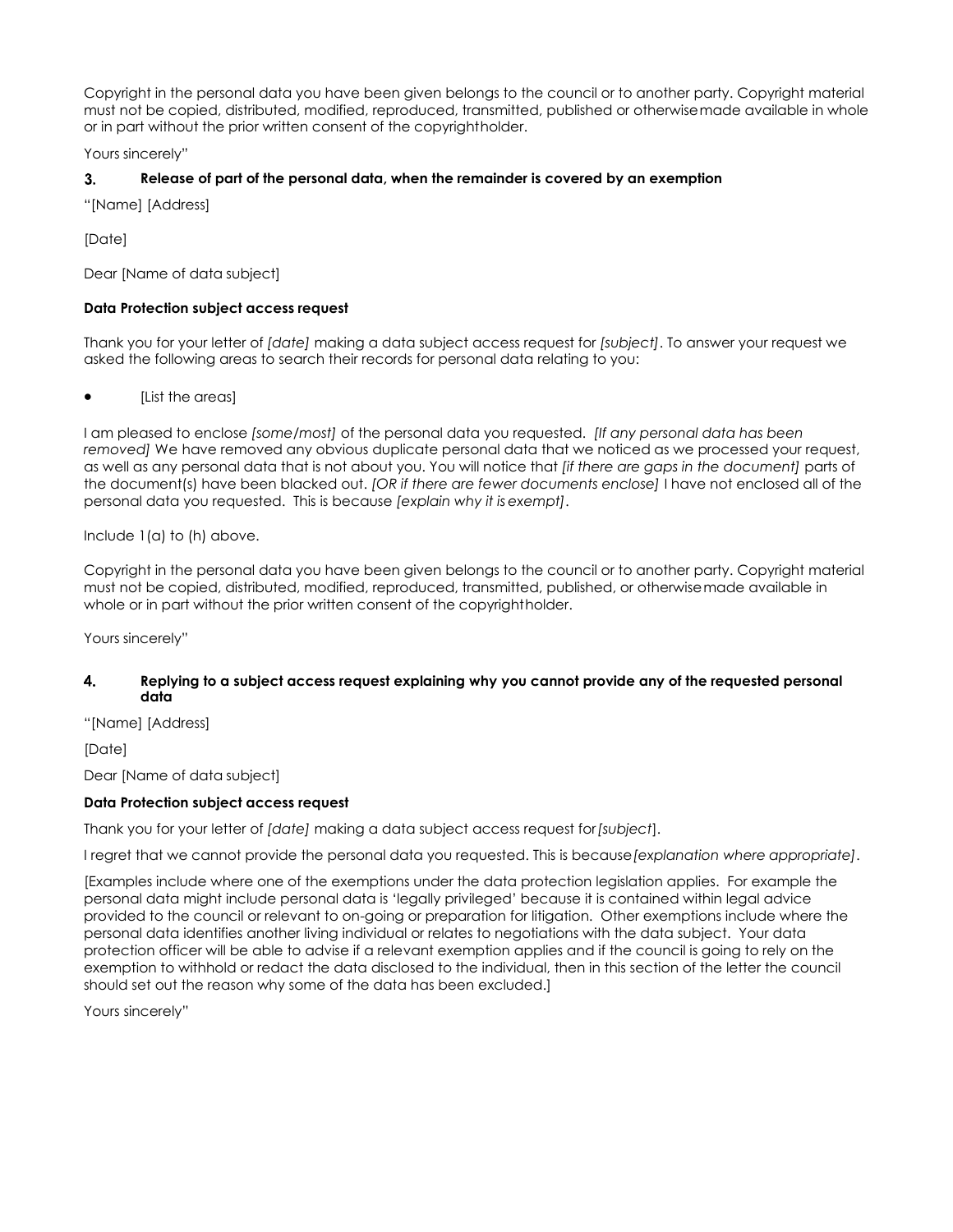Copyright in the personal data you have been given belongs to the council or to another party. Copyright material must not be copied, distributed, modified, reproduced, transmitted, published or otherwise made available in whole or in part without the prior written consent of the copyright holder.

Yours sincerely"

### 3. Release of part of the personal data, when the remainder is covered by an exemption

"[Name] [Address]

[Date]

Dear [Name of data subject]

**Data Protection subject access request**

Thank you for your letter of *[date]* making a data subject access request for *[subject]*. To answer your request we asked the following areas to search their records for personal data relating to you:

- [List the areas]

I am pleased to enclose *[some/most]* of the personal data you requested. *[If any personal data has been removed]* We have removed any obvious duplicate personal data that we noticed as we processed your request, as well as any personal data that is not about you. You will notice that *[if there are gaps in the document]* parts of the document(s) have been blacked out. *[OR if there are fewer documents enclose]* I have not enclosed all of the personal data you requested. This is because *[explain why it is exempt]*.

Include 1(a) to (h) above.

Copyright in the personal data you have been given belongs to the council or to another party. Copyright material must not be copied, distributed, modified, reproduced, transmitted, published, or otherwise made available in whole or in part without the prior written consent of the copyright holder.

Yours sincerely"

### 4. Replying to a subject access request explaining why you cannot provide any of the requested personal data

"[Name] [Address]

[Date]

Dear [Name of data subject]

**Data Protection subject access request**

Thank you for your letter of *[date]* making a data subject access request for *[subject]*.

I regret that we cannot provide the personal data you requested. This is because *[explanation where appropriate]*.

[Examples include where one of the exemptions under the data protection legislation applies. For example the personal data might include personal data is 'legally privileged' because it is contained within legal advice provided to the council or relevant to on-going or preparation for litigation. Other exemptions include where the personal data identifies another living individual or relates to negotiations with the data subject. Your data protection officer will be able to advise if a relevant exemption applies and if the council is going to rely on the exemption to withhold or redact the data disclosed to the individual, then in this section of the letter the council should set out the reason why some of the data has been excluded.]

Yours sincerely"